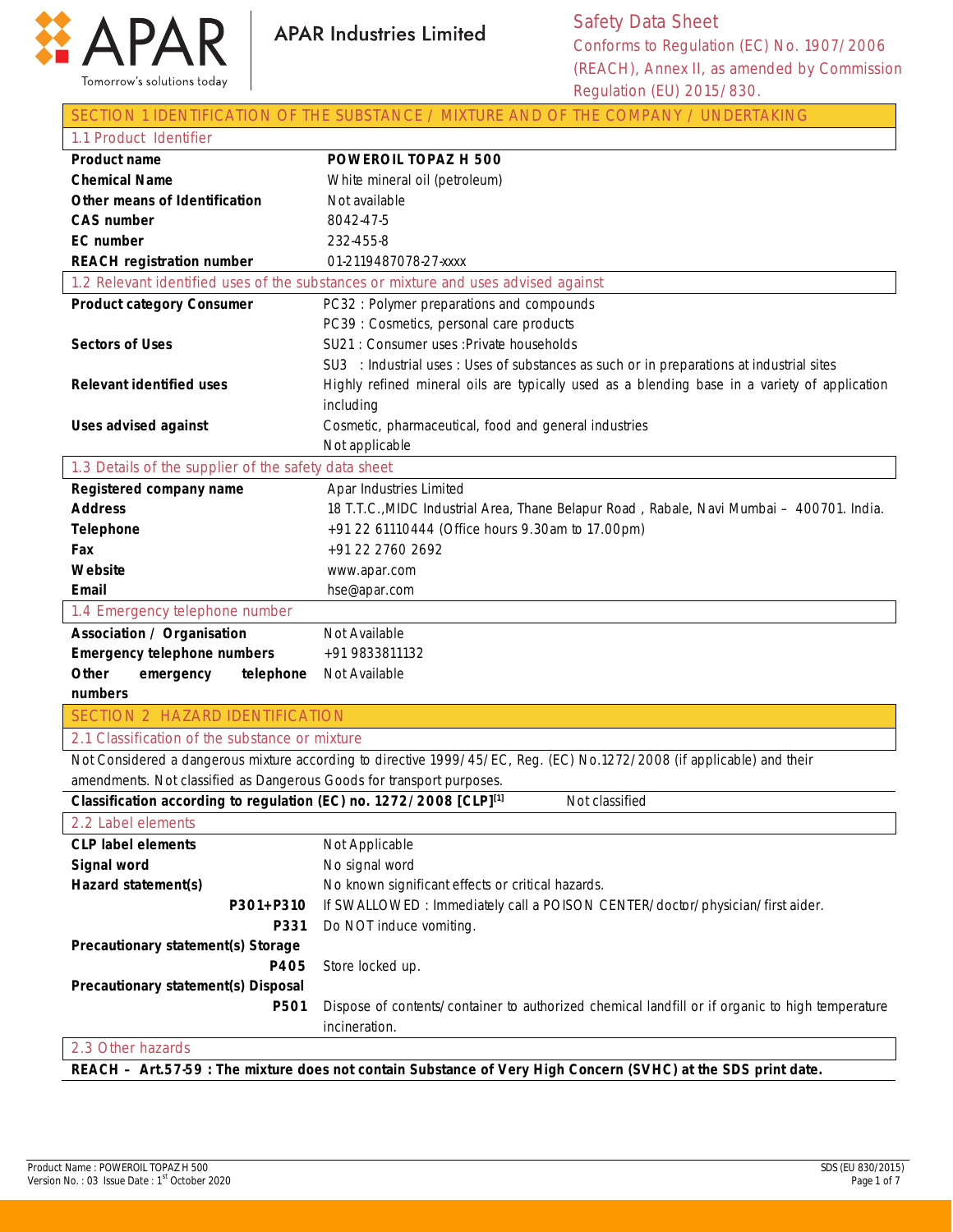APAR Industries Limited

# Safety Data Sheet

Conforms to Regulation (EC) No. 1907/2006 (REACH), Annex II, as amended by Commission Regulation (EU) 2015/830.

## SECTION 1 IDENTIFICATION OF THE SUBSTANCE / MIXTURE AND OF THE COMPANY / UNDERTAKING

### 1.1 Product Identifier

| | |
|---|---|
| **Product name** | **POWEROIL TOPAZ H 500** |
| **Chemical Name** | White mineral oil (petroleum) |
| **Other means of Identification** | Not available |
| **CAS number** | 8042-47-5 |
| **EC number** | 232-455-8 |
| **REACH registration number** | 01-2119487078-27-xxxx |

### 1.2 Relevant identified uses of the substances or mixture and uses advised against

| | |
|---|---|
| **Product category Consumer** | PC32 : Polymer preparations and compounds |
| | PC39 : Cosmetics, personal care products |
| **Sectors of Uses** | SU21 : Consumer uses :Private households |
| | SU3 : Industrial uses : Uses of substances as such or in preparations at industrial sites |
| **Relevant identified uses** | Highly refined mineral oils are typically used as a blending base in a variety of application including |
| **Uses advised against** | Cosmetic, pharmaceutical, food and general industries |
| | Not applicable |

### 1.3 Details of the supplier of the safety data sheet

| | |
|---|---|
| **Registered company name** | Apar Industries Limited |
| **Address** | 18 T.T.C.,MIDC Industrial Area, Thane Belapur Road , Rabale, Navi Mumbai – 400701. India. |
| **Telephone** | +91 22 61110444 (Office hours 9.30am to 17.00pm) |
| **Fax** | +91 22 2760 2692 |
| **Website** | www.apar.com |
| **Email** | hse@apar.com |

### 1.4 Emergency telephone number

| | |
|---|---|
| **Association / Organisation** | Not Available |
| **Emergency telephone numbers** | +91 9833811132 |
| **Other emergency telephone numbers** | Not Available |

## SECTION 2 HAZARD IDENTIFICATION

### 2.1 Classification of the substance or mixture

Not Considered a dangerous mixture according to directive 1999/45/EC, Reg. (EC) No.1272/2008 (if applicable) and their amendments. Not classified as Dangerous Goods for transport purposes.

**Classification according to regulation (EC) no. 1272/2008 [CLP][1]** Not classified

### 2.2 Label elements

| | |
|---|---|
| **CLP label elements** | Not Applicable |
| **Signal word** | No signal word |
| **Hazard statement(s)** | No known significant effects or critical hazards. |
| **P301+P310** | If SWALLOWED : Immediately call a POISON CENTER/doctor/physician/first aider. |
| **P331** | Do NOT induce vomiting. |
| **Precautionary statement(s) Storage** | |
| **P405** | Store locked up. |
| **Precautionary statement(s) Disposal** | |
| **P501** | Dispose of contents/container to authorized chemical landfill or if organic to high temperature incineration. |

### 2.3 Other hazards

**REACH – Art.57-59 : The mixture does not contain Substance of Very High Concern (SVHC) at the SDS print date.**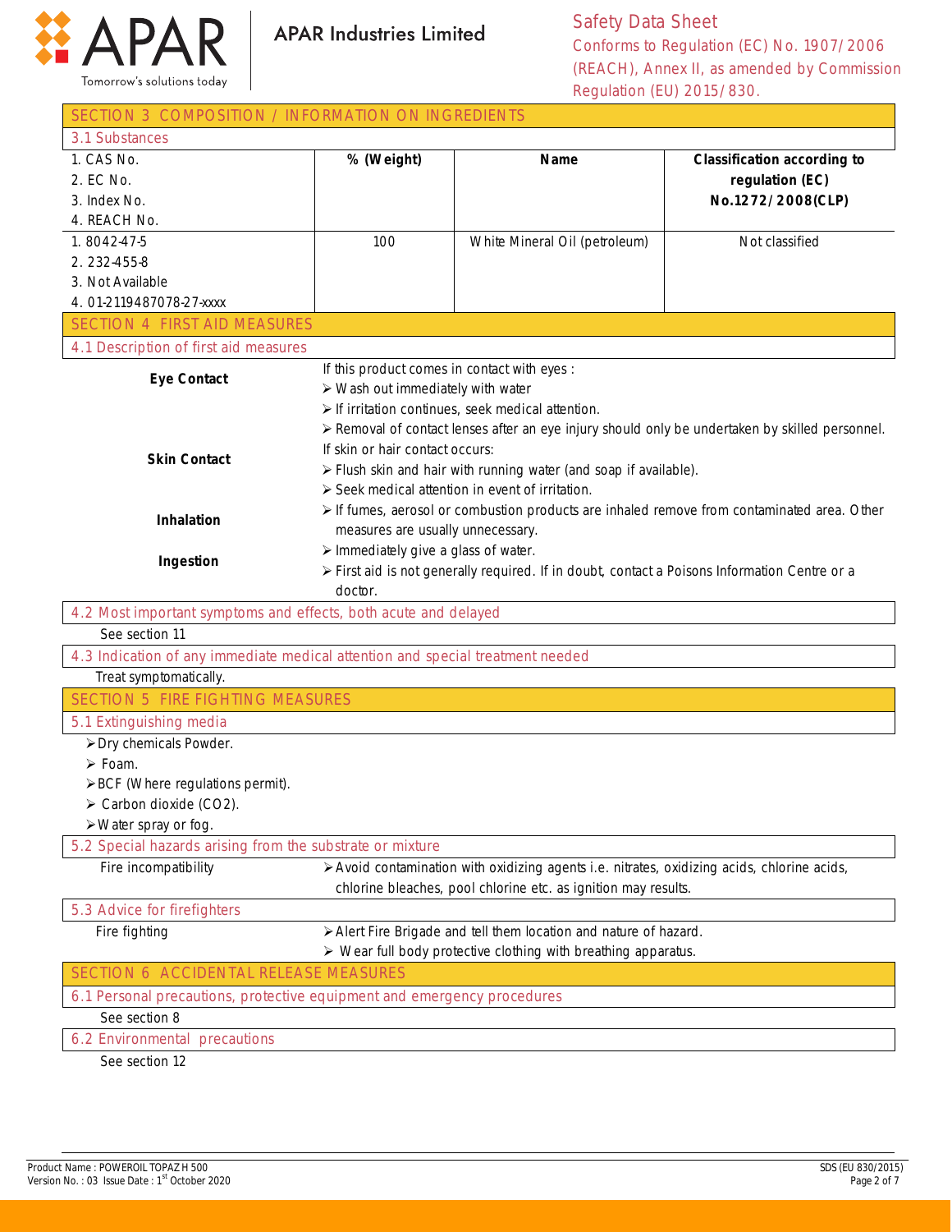## SECTION 3 COMPOSITION / INFORMATION ON INGREDIENTS

### 3.1 Substances

| 1. CAS No.<br>2. EC No.<br>3. Index No.<br>4. REACH No. | % (Weight) | Name | Classification according to regulation (EC) No.1272/2008(CLP) |
|---|---|---|---|
| 1. 8042-47-5<br>2. 232-455-8<br>3. Not Available<br>4. 01-2119487078-27-xxxx | 100 | White Mineral Oil (petroleum) | Not classified |

## SECTION 4 FIRST AID MEASURES

### 4.1 Description of first aid measures

**Eye Contact**

If this product comes in contact with eyes :
- Wash out immediately with water
- If irritation continues, seek medical attention.
- Removal of contact lenses after an eye injury should only be undertaken by skilled personnel.

**Skin Contact**

If skin or hair contact occurs:
- Flush skin and hair with running water (and soap if available).
- Seek medical attention in event of irritation.

**Inhalation**

- If fumes, aerosol or combustion products are inhaled remove from contaminated area. Other measures are usually unnecessary.

**Ingestion**

- Immediately give a glass of water.
- First aid is not generally required. If in doubt, contact a Poisons Information Centre or a doctor.

### 4.2 Most important symptoms and effects, both acute and delayed

See section 11

### 4.3 Indication of any immediate medical attention and special treatment needed

Treat symptomatically.

## SECTION 5 FIRE FIGHTING MEASURES

### 5.1 Extinguishing media

- Dry chemicals Powder.
- Foam.
- BCF (Where regulations permit).
- Carbon dioxide ($CO_2$).
- Water spray or fog.

### 5.2 Special hazards arising from the substrate or mixture

Fire incompatibility
- Avoid contamination with oxidizing agents i.e. nitrates, oxidizing acids, chlorine acids, chlorine bleaches, pool chlorine etc. as ignition may results.

### 5.3 Advice for firefighters

Fire fighting
- Alert Fire Brigade and tell them location and nature of hazard.
- Wear full body protective clothing with breathing apparatus.

## SECTION 6 ACCIDENTAL RELEASE MEASURES

### 6.1 Personal precautions, protective equipment and emergency procedures

See section 8

### 6.2 Environmental precautions

See section 12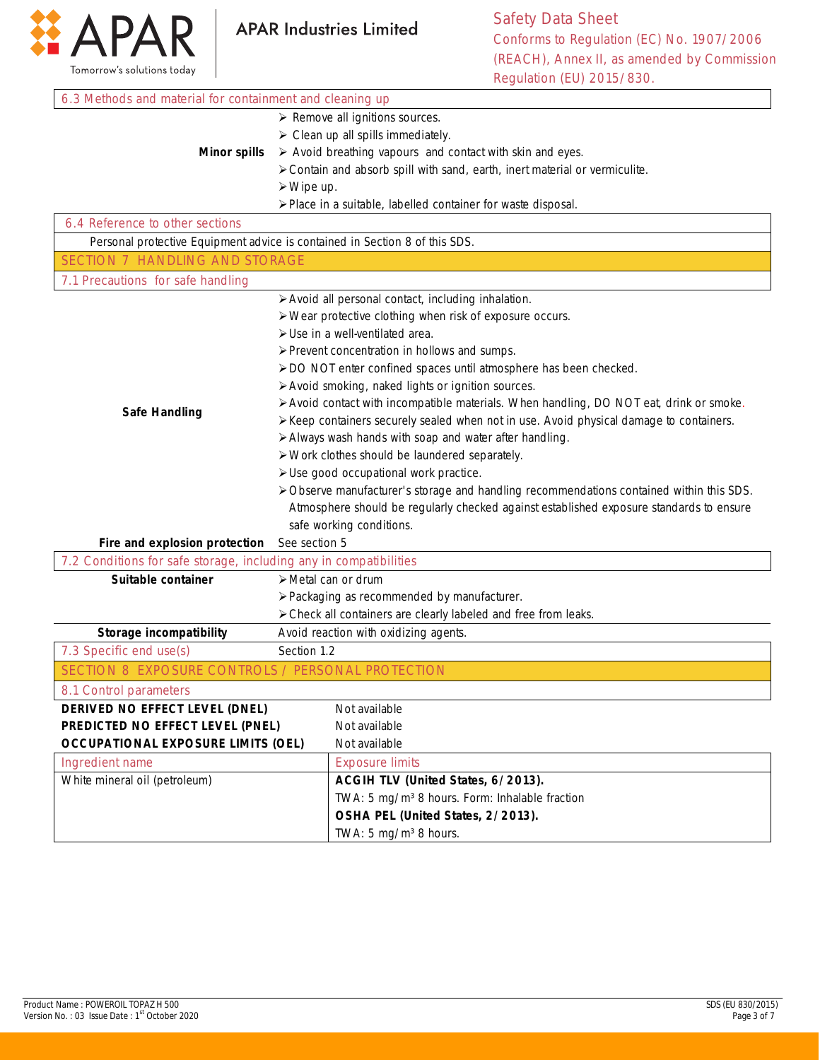### 6.3 Methods and material for containment and cleaning up

**Minor spills**

- Remove all ignitions sources.
- Clean up all spills immediately.
- Avoid breathing vapours and contact with skin and eyes.
- Contain and absorb spill with sand, earth, inert material or vermiculite.
- Wipe up.
- Place in a suitable, labelled container for waste disposal.

### 6.4 Reference to other sections

Personal protective Equipment advice is contained in Section 8 of this SDS.

## SECTION 7 HANDLING AND STORAGE

### 7.1 Precautions for safe handling

**Safe Handling**

- Avoid all personal contact, including inhalation.
- Wear protective clothing when risk of exposure occurs.
- Use in a well-ventilated area.
- Prevent concentration in hollows and sumps.
- DO NOT enter confined spaces until atmosphere has been checked.
- Avoid smoking, naked lights or ignition sources.
- Avoid contact with incompatible materials. When handling, DO NOT eat, drink or smoke.
- Keep containers securely sealed when not in use. Avoid physical damage to containers.
- Always wash hands with soap and water after handling.
- Work clothes should be laundered separately.
- Use good occupational work practice.
- Observe manufacturer's storage and handling recommendations contained within this SDS. Atmosphere should be regularly checked against established exposure standards to ensure safe working conditions.

**Fire and explosion protection** See section 5

### 7.2 Conditions for safe storage, including any in compatibilities

**Suitable container**

- Metal can or drum
- Packaging as recommended by manufacturer.
- Check all containers are clearly labeled and free from leaks.

**Storage incompatibility** Avoid reaction with oxidizing agents.

### 7.3 Specific end use(s)

Section 1.2

## SECTION 8 EXPOSURE CONTROLS / PERSONAL PROTECTION

### 8.1 Control parameters

| | |
|---|---|
| **DERIVED NO EFFECT LEVEL (DNEL)** | Not available |
| **PREDICTED NO EFFECT LEVEL (PNEL)** | Not available |
| **OCCUPATIONAL EXPOSURE LIMITS (OEL)** | Not available |

| Ingredient name | Exposure limits |
|---|---|
| White mineral oil (petroleum) | **ACGIH TLV (United States, 6/2013).**<br>TWA: 5 mg/m³ 8 hours. Form: Inhalable fraction<br>**OSHA PEL (United States, 2/2013).**<br>TWA: 5 mg/m³ 8 hours. |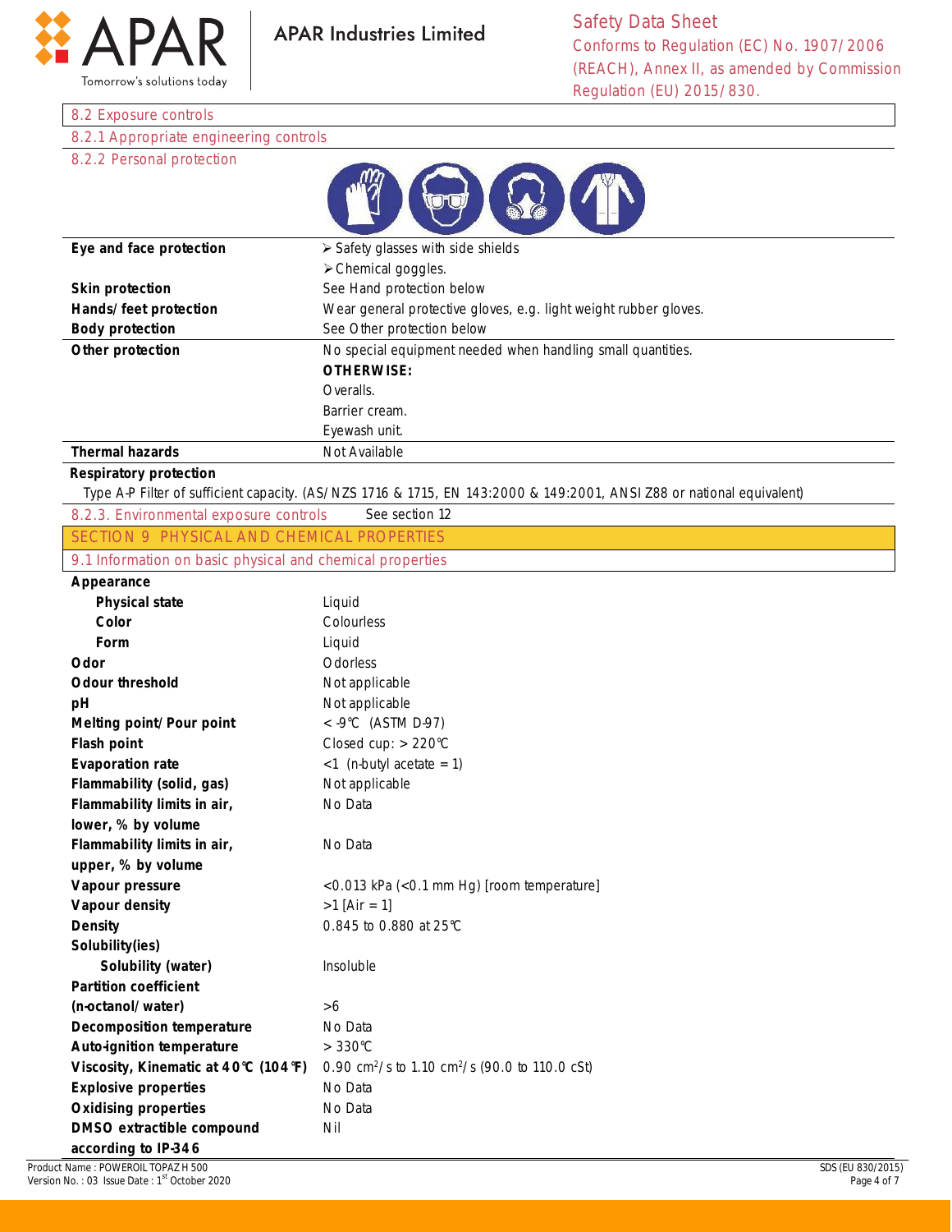### 8.2 Exposure controls

#### 8.2.1 Appropriate engineering controls

#### 8.2.2 Personal protection

| | |
|---|---|
| **Eye and face protection** | ➢ Safety glasses with side shields<br>➢ Chemical goggles. |
| **Skin protection** | See Hand protection below |
| **Hands/ feet protection** | Wear general protective gloves, e.g. light weight rubber gloves. |
| **Body protection** | See Other protection below |
| **Other protection** | No special equipment needed when handling small quantities.<br>**OTHERWISE:**<br>Overalls.<br>Barrier cream.<br>Eyewash unit. |
| **Thermal hazards** | Not Available |

**Respiratory protection**

Type A-P Filter of sufficient capacity. (AS/ NZS 1716 & 1715, EN 143:2000 & 149:2001, ANSI Z88 or national equivalent)

#### 8.2.3. Environmental exposure controls

See section 12

## SECTION 9 PHYSICAL AND CHEMICAL PROPERTIES

### 9.1 Information on basic physical and chemical properties

| | |
|---|---|
| **Appearance** | |
| **Physical state** | Liquid |
| **Color** | Colourless |
| **Form** | Liquid |
| **Odor** | Odorless |
| **Odour threshold** | Not applicable |
| **pH** | Not applicable |
| **Melting point/ Pour point** | < -9℃ (ASTM D-97) |
| **Flash point** | Closed cup: > 220℃ |
| **Evaporation rate** | <1 (n-butyl acetate = 1) |
| **Flammability (solid, gas)** | Not applicable |
| **Flammability limits in air, lower, % by volume** | No Data |
| **Flammability limits in air, upper, % by volume** | No Data |
| **Vapour pressure** | <0.013 kPa (<0.1 mm Hg) [room temperature] |
| **Vapour density** | >1 [Air = 1] |
| **Density** | 0.845 to 0.880 at 25℃ |
| **Solubility(ies)** | |
| **Solubility (water)** | Insoluble |
| **Partition coefficient (n-octanol/ water)** | >6 |
| **Decomposition temperature** | No Data |
| **Auto-ignition temperature** | > 330℃ |
| **Viscosity, Kinematic at 40℃ (104℉)** | 0.90 $cm^2/s$ to 1.10 $cm^2/s$ (90.0 to 110.0 cSt) |
| **Explosive properties** | No Data |
| **Oxidising properties** | No Data |
| **DMSO extractible compound according to IP-346** | Nil |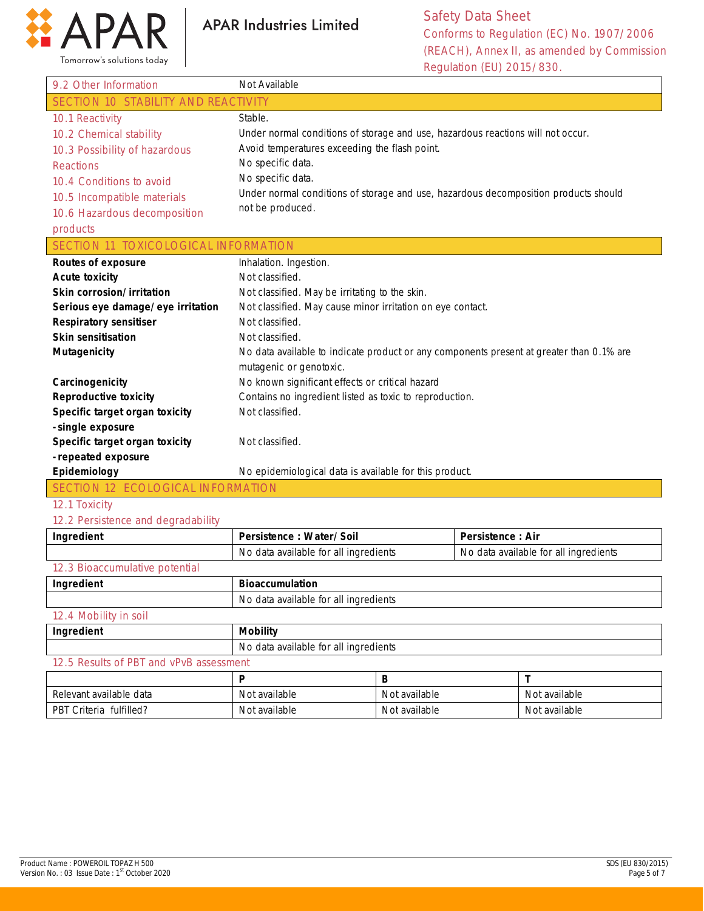| 9.2 Other Information | Not Available |
|---|---|

## SECTION 10 STABILITY AND REACTIVITY

| | |
|---|---|
| 10.1 Reactivity | Stable. |
| 10.2 Chemical stability | Under normal conditions of storage and use, hazardous reactions will not occur. |
| 10.3 Possibility of hazardous Reactions | Avoid temperatures exceeding the flash point. |
| 10.4 Conditions to avoid | No specific data. |
| 10.5 Incompatible materials | No specific data. |
| 10.6 Hazardous decomposition products | Under normal conditions of storage and use, hazardous decomposition products should not be produced. |

## SECTION 11 TOXICOLOGICAL INFORMATION

| | |
|---|---|
| **Routes of exposure** | Inhalation. Ingestion. |
| **Acute toxicity** | Not classified. |
| **Skin corrosion/irritation** | Not classified. May be irritating to the skin. |
| **Serious eye damage/eye irritation** | Not classified. May cause minor irritation on eye contact. |
| **Respiratory sensitiser** | Not classified. |
| **Skin sensitisation** | Not classified. |
| **Mutagenicity** | No data available to indicate product or any components present at greater than 0.1% are mutagenic or genotoxic. |
| **Carcinogenicity** | No known significant effects or critical hazard |
| **Reproductive toxicity** | Contains no ingredient listed as toxic to reproduction. |
| **Specific target organ toxicity -single exposure** | Not classified. |
| **Specific target organ toxicity -repeated exposure** | Not classified. |
| **Epidemiology** | No epidemiological data is available for this product. |

## SECTION 12 ECOLOGICAL INFORMATION

### 12.1 Toxicity

### 12.2 Persistence and degradability

| Ingredient | Persistence : Water/Soil | Persistence : Air |
|---|---|---|
| | No data available for all ingredients | No data available for all ingredients |

### 12.3 Bioaccumulative potential

| Ingredient | Bioaccumulation |
|---|---|
| | No data available for all ingredients |

### 12.4 Mobility in soil

| Ingredient | Mobility |
|---|---|
| | No data available for all ingredients |

### 12.5 Results of PBT and vPvB assessment

| | P | B | T |
|---|---|---|---|
| Relevant available data | Not available | Not available | Not available |
| PBT Criteria fulfilled? | Not available | Not available | Not available |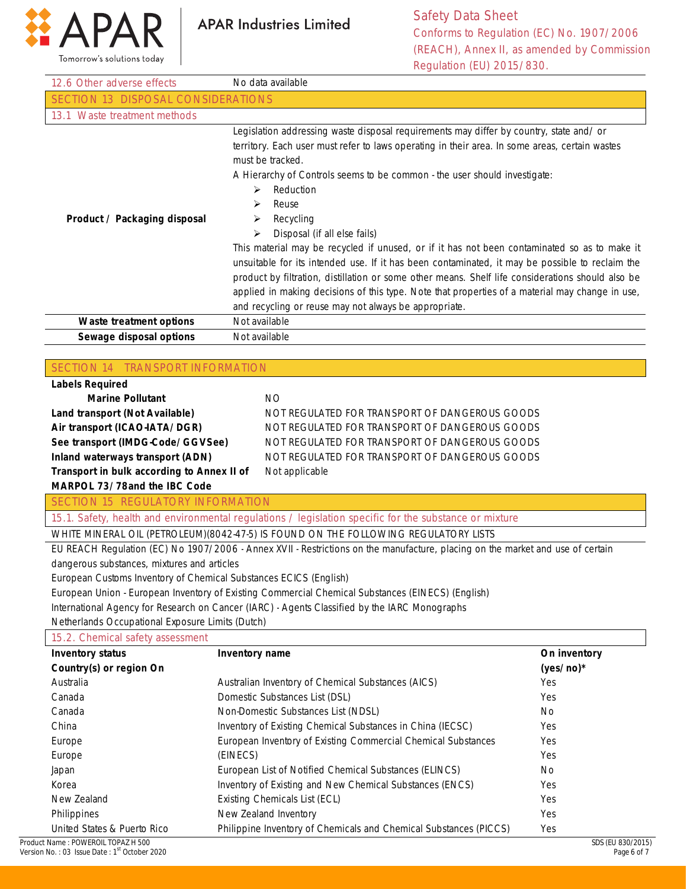| 12.6 Other adverse effects | No data available |
|---|---|

## SECTION 13 DISPOSAL CONSIDERATIONS

### 13.1 Waste treatment methods

| | |
|---|---|
| **Product / Packaging disposal** | Legislation addressing waste disposal requirements may differ by country, state and/ or territory. Each user must refer to laws operating in their area. In some areas, certain wastes must be tracked.<br>A Hierarchy of Controls seems to be common - the user should investigate:<br>➢ Reduction<br>➢ Reuse<br>➢ Recycling<br>➢ Disposal (if all else fails)<br>This material may be recycled if unused, or if it has not been contaminated so as to make it unsuitable for its intended use. If it has been contaminated, it may be possible to reclaim the product by filtration, distillation or some other means. Shelf life considerations should also be applied in making decisions of this type. Note that properties of a material may change in use, and recycling or reuse may not always be appropriate. |
| **Waste treatment options** | Not available |
| **Sewage disposal options** | Not available |

## SECTION 14 TRANSPORT INFORMATION

| | |
|---|---|
| **Labels Required** | |
| **Marine Pollutant** | NO |
| **Land transport (Not Available)** | NOT REGULATED FOR TRANSPORT OF DANGEROUS GOODS |
| **Air transport (ICAO-IATA/ DGR)** | NOT REGULATED FOR TRANSPORT OF DANGEROUS GOODS |
| **See transport (IMDG-Code/ GGVSee)** | NOT REGULATED FOR TRANSPORT OF DANGEROUS GOODS |
| **Inland waterways transport (ADN)** | NOT REGULATED FOR TRANSPORT OF DANGEROUS GOODS |
| **Transport in bulk according to Annex II of MARPOL 73/ 78and the IBC Code** | Not applicable |

## SECTION 15 REGULATORY INFORMATION

### 15.1. Safety, health and environmental regulations / legislation specific for the substance or mixture

WHITE MINERAL OIL (PETROLEUM)(8042-47-5) IS FOUND ON THE FOLLOWING REGULATORY LISTS

EU REACH Regulation (EC) No 1907/2006 - Annex XVII - Restrictions on the manufacture, placing on the market and use of certain dangerous substances, mixtures and articles

European Customs Inventory of Chemical Substances ECICS (English)

European Union - European Inventory of Existing Commercial Chemical Substances (EINECS) (English)

International Agency for Research on Cancer (IARC) - Agents Classified by the IARC Monographs

Netherlands Occupational Exposure Limits (Dutch)

### 15.2. Chemical safety assessment

| Inventory status Country(s) or region On | Inventory name | On inventory (yes/ no)* |
|---|---|---|
| Australia | Australian Inventory of Chemical Substances (AICS) | Yes |
| Canada | Domestic Substances List (DSL) | Yes |
| Canada | Non-Domestic Substances List (NDSL) | No |
| China | Inventory of Existing Chemical Substances in China (IECSC) | Yes |
| Europe | European Inventory of Existing Commercial Chemical Substances | Yes |
| Europe | (EINECS) | Yes |
| Japan | European List of Notified Chemical Substances (ELINCS) | No |
| Korea | Inventory of Existing and New Chemical Substances (ENCS) | Yes |
| New Zealand | Existing Chemicals List (ECL) | Yes |
| Philippines | New Zealand Inventory | Yes |
| United States & Puerto Rico | Philippine Inventory of Chemicals and Chemical Substances (PICCS) | Yes |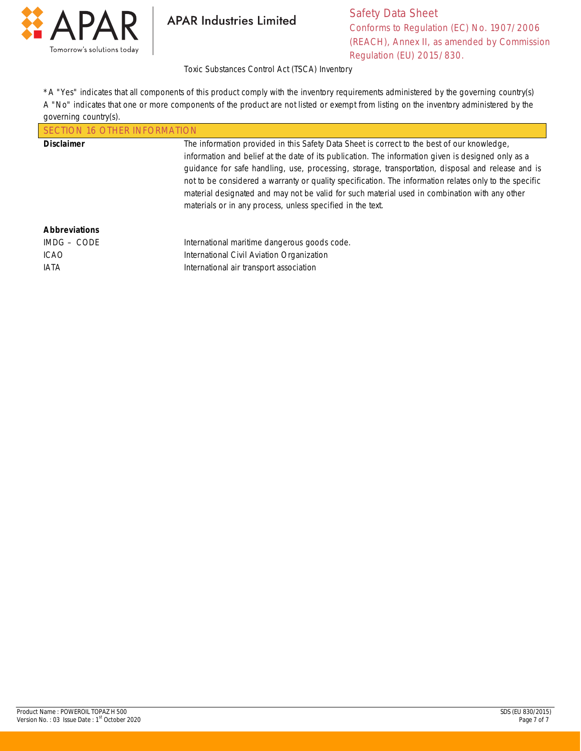Toxic Substances Control Act (TSCA) Inventory

*A "Yes" indicates that all components of this product comply with the inventory requirements administered by the governing country(s)
A "No" indicates that one or more components of the product are not listed or exempt from listing on the inventory administered by the governing country(s).

## SECTION 16 OTHER INFORMATION

| | |
|---|---|
| **Disclaimer** | The information provided in this Safety Data Sheet is correct to the best of our knowledge, information and belief at the date of its publication. The information given is designed only as a guidance for safe handling, use, processing, storage, transportation, disposal and release and is not to be considered a warranty or quality specification. The information relates only to the specific material designated and may not be valid for such material used in combination with any other materials or in any process, unless specified in the text. |

**Abbreviations**

| | |
|---|---|
| IMDG – CODE | International maritime dangerous goods code. |
| ICAO | International Civil Aviation Organization |
| IATA | International air transport association |